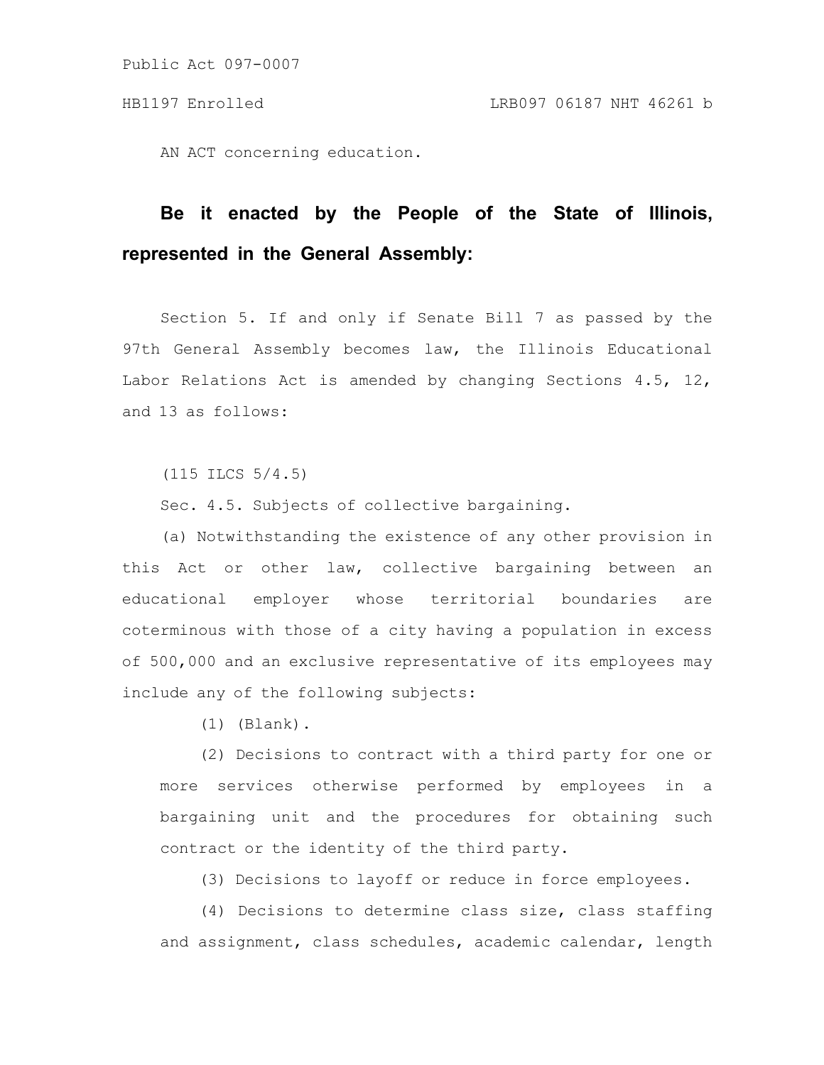Public Act 097-0007

HB1197 Enrolled LRB097 06187 NHT 46261 b

AN ACT concerning education.

**Be it enacted by the People of the State of Illinois, represented in the General Assembly:**

Section 5. If and only if Senate Bill 7 as passed by the 97th General Assembly becomes law, the Illinois Educational Labor Relations Act is amended by changing Sections 4.5, 12, and 13 as follows:

(115 ILCS 5/4.5)

Sec. 4.5. Subjects of collective bargaining.

(a) Notwithstanding the existence of any other provision in this Act or other law, collective bargaining between an educational employer whose territorial boundaries are coterminous with those of a city having a population in excess of 500,000 and an exclusive representative of its employees may include any of the following subjects:

(1) (Blank).

(2) Decisions to contract with a third party for one or more services otherwise performed by employees in a bargaining unit and the procedures for obtaining such contract or the identity of the third party.

(3) Decisions to layoff or reduce in force employees.

(4) Decisions to determine class size, class staffing and assignment, class schedules, academic calendar, length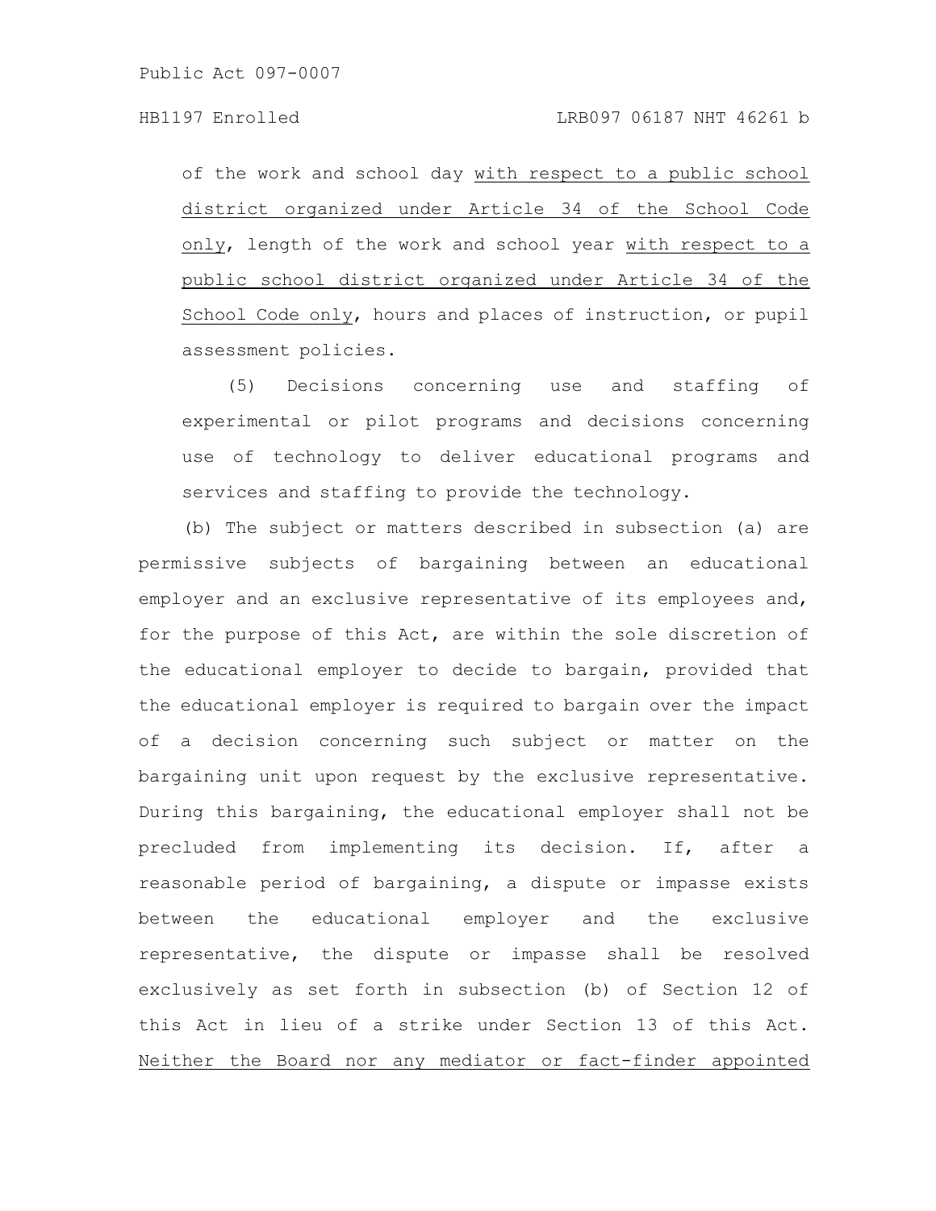of the work and school day with respect to a public school district organized under Article 34 of the School Code only, length of the work and school year with respect to a public school district organized under Article 34 of the School Code only, hours and places of instruction, or pupil assessment policies.

(5) Decisions concerning use and staffing of experimental or pilot programs and decisions concerning use of technology to deliver educational programs and services and staffing to provide the technology.

(b) The subject or matters described in subsection (a) are permissive subjects of bargaining between an educational employer and an exclusive representative of its employees and, for the purpose of this Act, are within the sole discretion of the educational employer to decide to bargain, provided that the educational employer is required to bargain over the impact of a decision concerning such subject or matter on the bargaining unit upon request by the exclusive representative. During this bargaining, the educational employer shall not be precluded from implementing its decision. If, after a reasonable period of bargaining, a dispute or impasse exists between the educational employer and the exclusive representative, the dispute or impasse shall be resolved exclusively as set forth in subsection (b) of Section 12 of this Act in lieu of a strike under Section 13 of this Act. Neither the Board nor any mediator or fact-finder appointed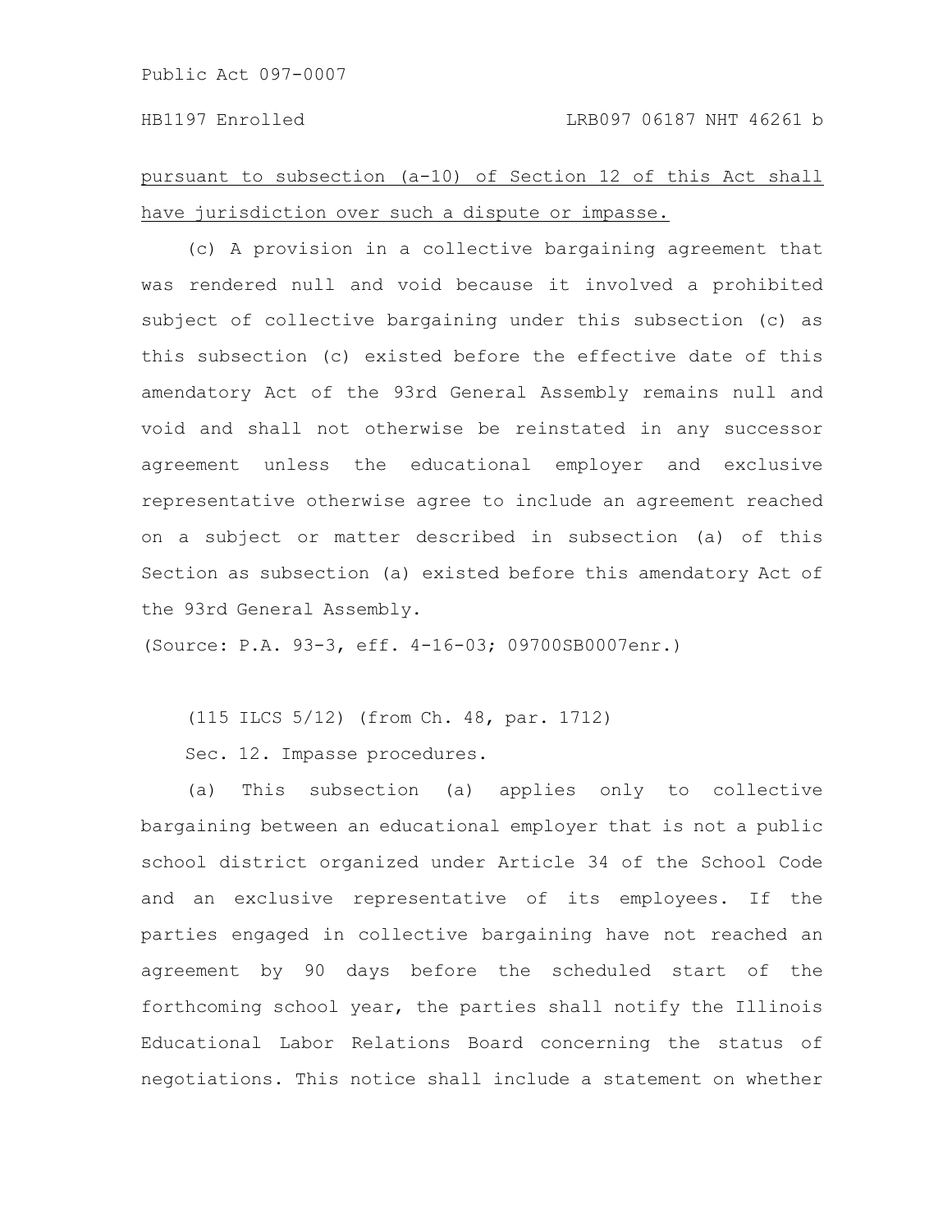pursuant to subsection (a-10) of Section 12 of this Act shall have jurisdiction over such a dispute or impasse.

(c) A provision in a collective bargaining agreement that was rendered null and void because it involved a prohibited subject of collective bargaining under this subsection (c) as this subsection (c) existed before the effective date of this amendatory Act of the 93rd General Assembly remains null and void and shall not otherwise be reinstated in any successor agreement unless the educational employer and exclusive representative otherwise agree to include an agreement reached on a subject or matter described in subsection (a) of this Section as subsection (a) existed before this amendatory Act of the 93rd General Assembly.

(Source: P.A. 93-3, eff. 4-16-03; 09700SB0007enr.)

(115 ILCS 5/12) (from Ch. 48, par. 1712)

Sec. 12. Impasse procedures.

(a) This subsection (a) applies only to collective bargaining between an educational employer that is not a public school district organized under Article 34 of the School Code and an exclusive representative of its employees. If the parties engaged in collective bargaining have not reached an agreement by 90 days before the scheduled start of the forthcoming school year, the parties shall notify the Illinois Educational Labor Relations Board concerning the status of negotiations. This notice shall include a statement on whether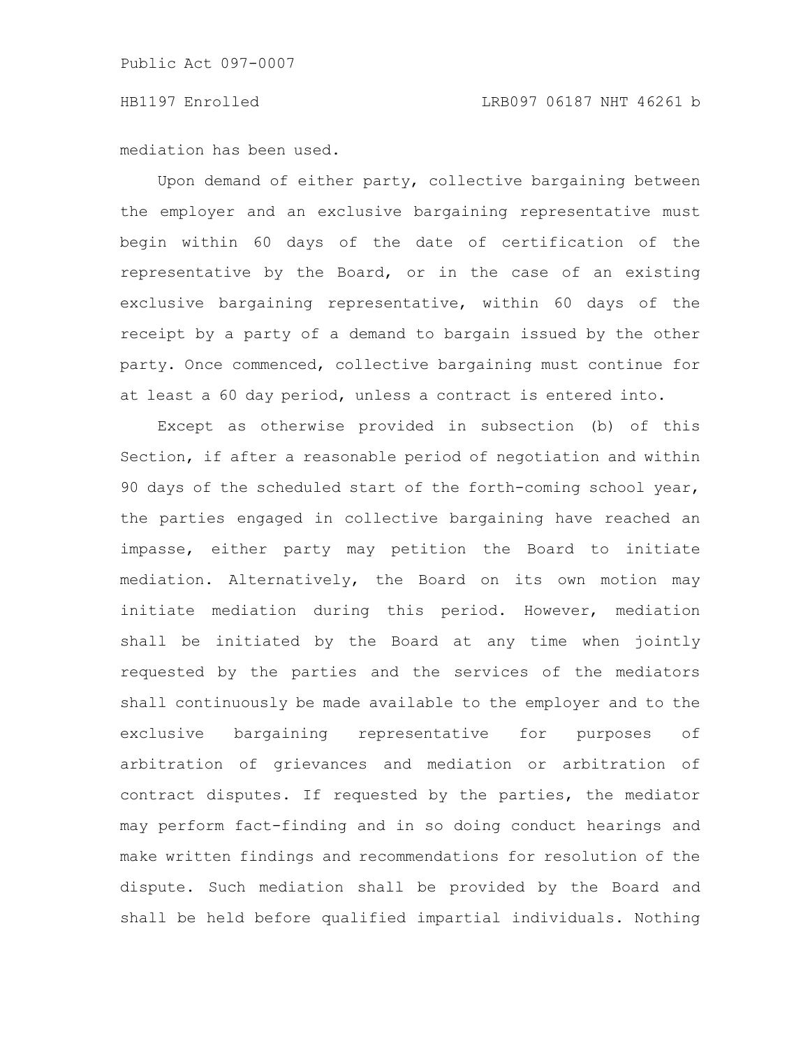mediation has been used.

Upon demand of either party, collective bargaining between the employer and an exclusive bargaining representative must begin within 60 days of the date of certification of the representative by the Board, or in the case of an existing exclusive bargaining representative, within 60 days of the receipt by a party of a demand to bargain issued by the other party. Once commenced, collective bargaining must continue for at least a 60 day period, unless a contract is entered into.

Except as otherwise provided in subsection (b) of this Section, if after a reasonable period of negotiation and within 90 days of the scheduled start of the forth-coming school year, the parties engaged in collective bargaining have reached an impasse, either party may petition the Board to initiate mediation. Alternatively, the Board on its own motion may initiate mediation during this period. However, mediation shall be initiated by the Board at any time when jointly requested by the parties and the services of the mediators shall continuously be made available to the employer and to the exclusive bargaining representative for purposes of arbitration of grievances and mediation or arbitration of contract disputes. If requested by the parties, the mediator may perform fact-finding and in so doing conduct hearings and make written findings and recommendations for resolution of the dispute. Such mediation shall be provided by the Board and shall be held before qualified impartial individuals. Nothing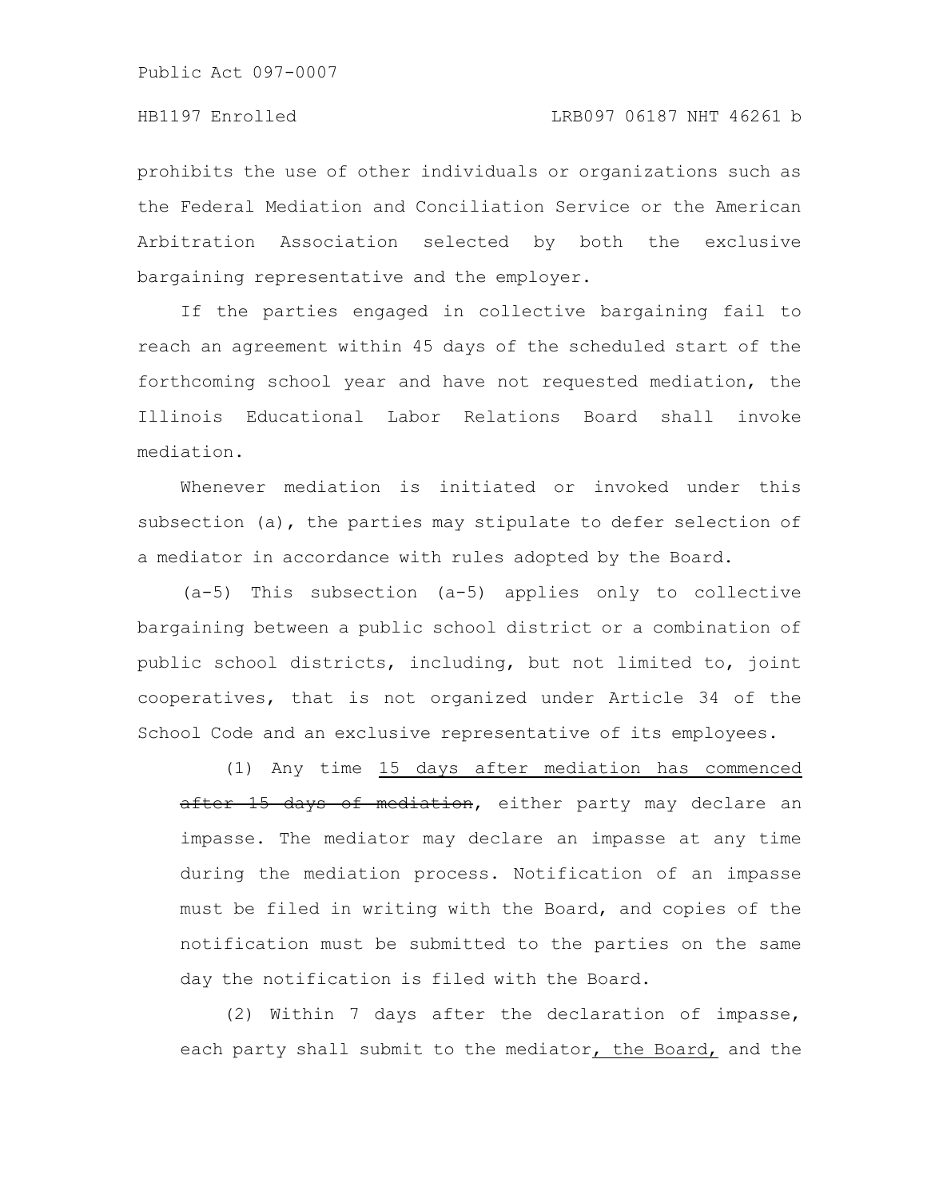prohibits the use of other individuals or organizations such as the Federal Mediation and Conciliation Service or the American Arbitration Association selected by both the exclusive bargaining representative and the employer.

If the parties engaged in collective bargaining fail to reach an agreement within 45 days of the scheduled start of the forthcoming school year and have not requested mediation, the Illinois Educational Labor Relations Board shall invoke mediation.

Whenever mediation is initiated or invoked under this subsection (a), the parties may stipulate to defer selection of a mediator in accordance with rules adopted by the Board.

(a-5) This subsection (a-5) applies only to collective bargaining between a public school district or a combination of public school districts, including, but not limited to, joint cooperatives, that is not organized under Article 34 of the School Code and an exclusive representative of its employees.

(1) Any time <u>15 days after mediation has commenced</u> ~~after 15 days of mediation~~, either party may declare an impasse. The mediator may declare an impasse at any time during the mediation process. Notification of an impasse must be filed in writing with the Board, and copies of the notification must be submitted to the parties on the same day the notification is filed with the Board.

(2) Within 7 days after the declaration of impasse, each party shall submit to the mediator<u>, the Board,</u> and the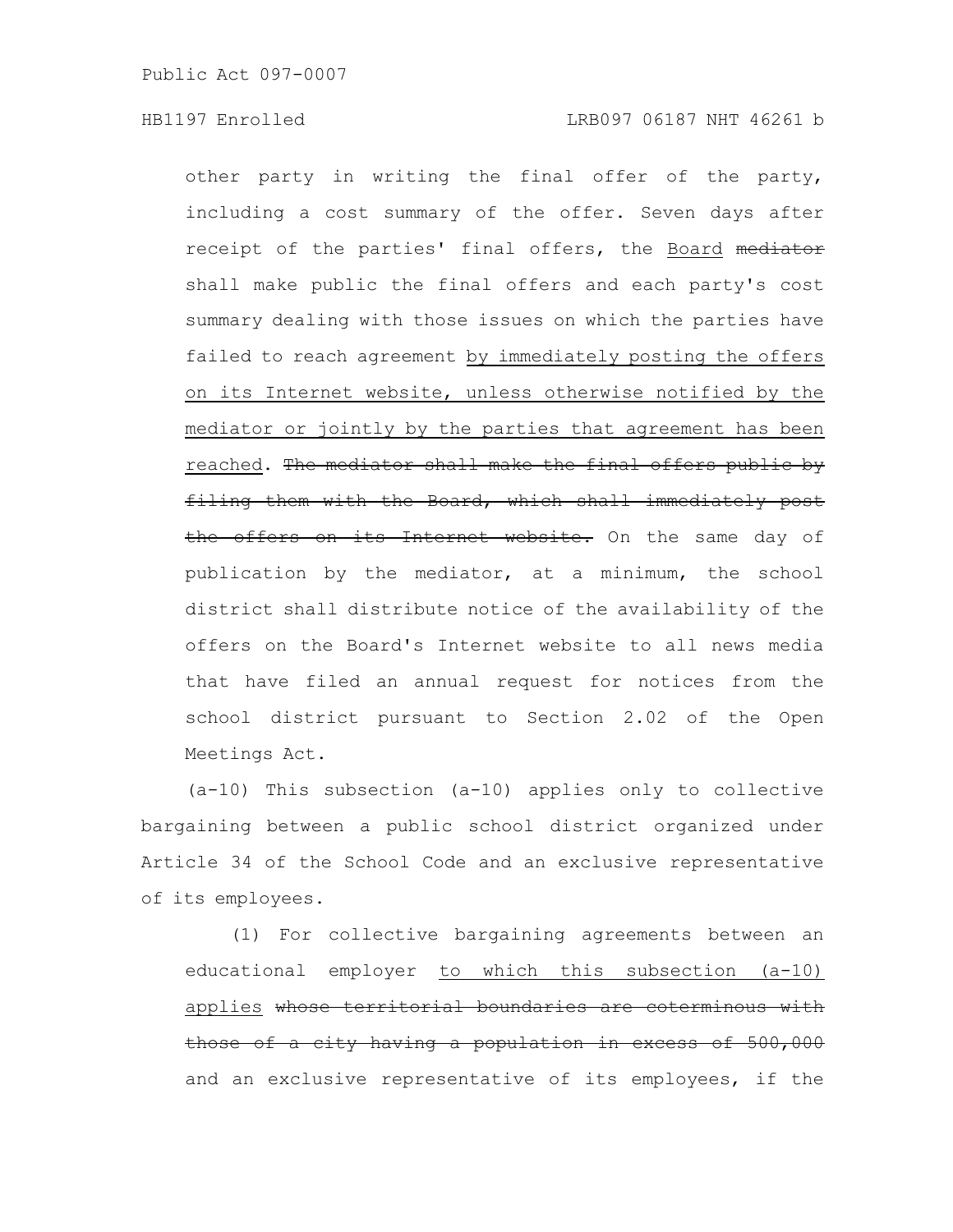other party in writing the final offer of the party, including a cost summary of the offer. Seven days after receipt of the parties' final offers, the <u>Board</u> ~~mediator~~ shall make public the final offers and each party's cost summary dealing with those issues on which the parties have failed to reach agreement <u>by immediately posting the offers on its Internet website, unless otherwise notified by the mediator or jointly by the parties that agreement has been reached</u>. ~~The mediator shall make the final offers public by filing them with the Board, which shall immediately post the offers on its Internet website.~~ On the same day of publication by the mediator, at a minimum, the school district shall distribute notice of the availability of the offers on the Board's Internet website to all news media that have filed an annual request for notices from the school district pursuant to Section 2.02 of the Open Meetings Act.

(a-10) This subsection (a-10) applies only to collective bargaining between a public school district organized under Article 34 of the School Code and an exclusive representative of its employees.

(1) For collective bargaining agreements between an educational employer <u>to which this subsection (a-10) applies</u> ~~whose territorial boundaries are coterminous with those of a city having a population in excess of 500,000~~ and an exclusive representative of its employees, if the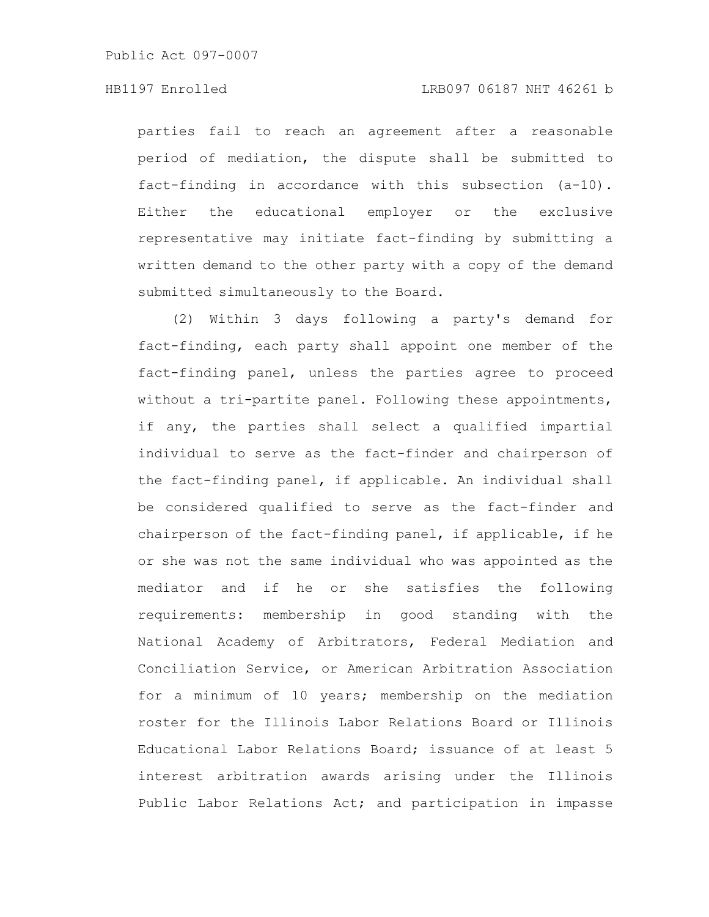parties fail to reach an agreement after a reasonable period of mediation, the dispute shall be submitted to fact-finding in accordance with this subsection (a-10). Either the educational employer or the exclusive representative may initiate fact-finding by submitting a written demand to the other party with a copy of the demand submitted simultaneously to the Board.

(2) Within 3 days following a party's demand for fact-finding, each party shall appoint one member of the fact-finding panel, unless the parties agree to proceed without a tri-partite panel. Following these appointments, if any, the parties shall select a qualified impartial individual to serve as the fact-finder and chairperson of the fact-finding panel, if applicable. An individual shall be considered qualified to serve as the fact-finder and chairperson of the fact-finding panel, if applicable, if he or she was not the same individual who was appointed as the mediator and if he or she satisfies the following requirements: membership in good standing with the National Academy of Arbitrators, Federal Mediation and Conciliation Service, or American Arbitration Association for a minimum of 10 years; membership on the mediation roster for the Illinois Labor Relations Board or Illinois Educational Labor Relations Board; issuance of at least 5 interest arbitration awards arising under the Illinois Public Labor Relations Act; and participation in impasse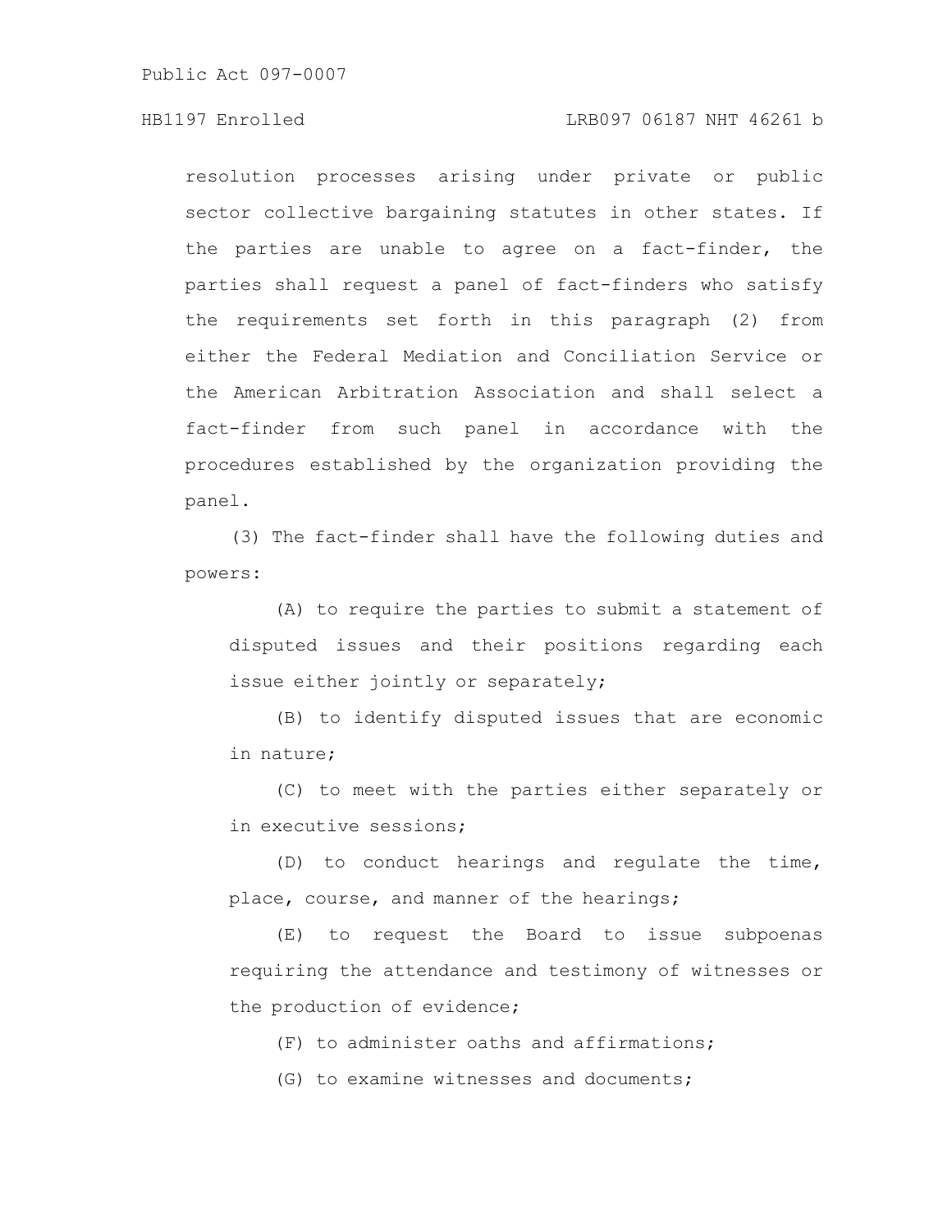resolution processes arising under private or public sector collective bargaining statutes in other states. If the parties are unable to agree on a fact-finder, the parties shall request a panel of fact-finders who satisfy the requirements set forth in this paragraph (2) from either the Federal Mediation and Conciliation Service or the American Arbitration Association and shall select a fact-finder from such panel in accordance with the procedures established by the organization providing the panel.

(3) The fact-finder shall have the following duties and powers:

(A) to require the parties to submit a statement of disputed issues and their positions regarding each issue either jointly or separately;

(B) to identify disputed issues that are economic in nature;

(C) to meet with the parties either separately or in executive sessions;

(D) to conduct hearings and regulate the time, place, course, and manner of the hearings;

(E) to request the Board to issue subpoenas requiring the attendance and testimony of witnesses or the production of evidence;

(F) to administer oaths and affirmations;

(G) to examine witnesses and documents;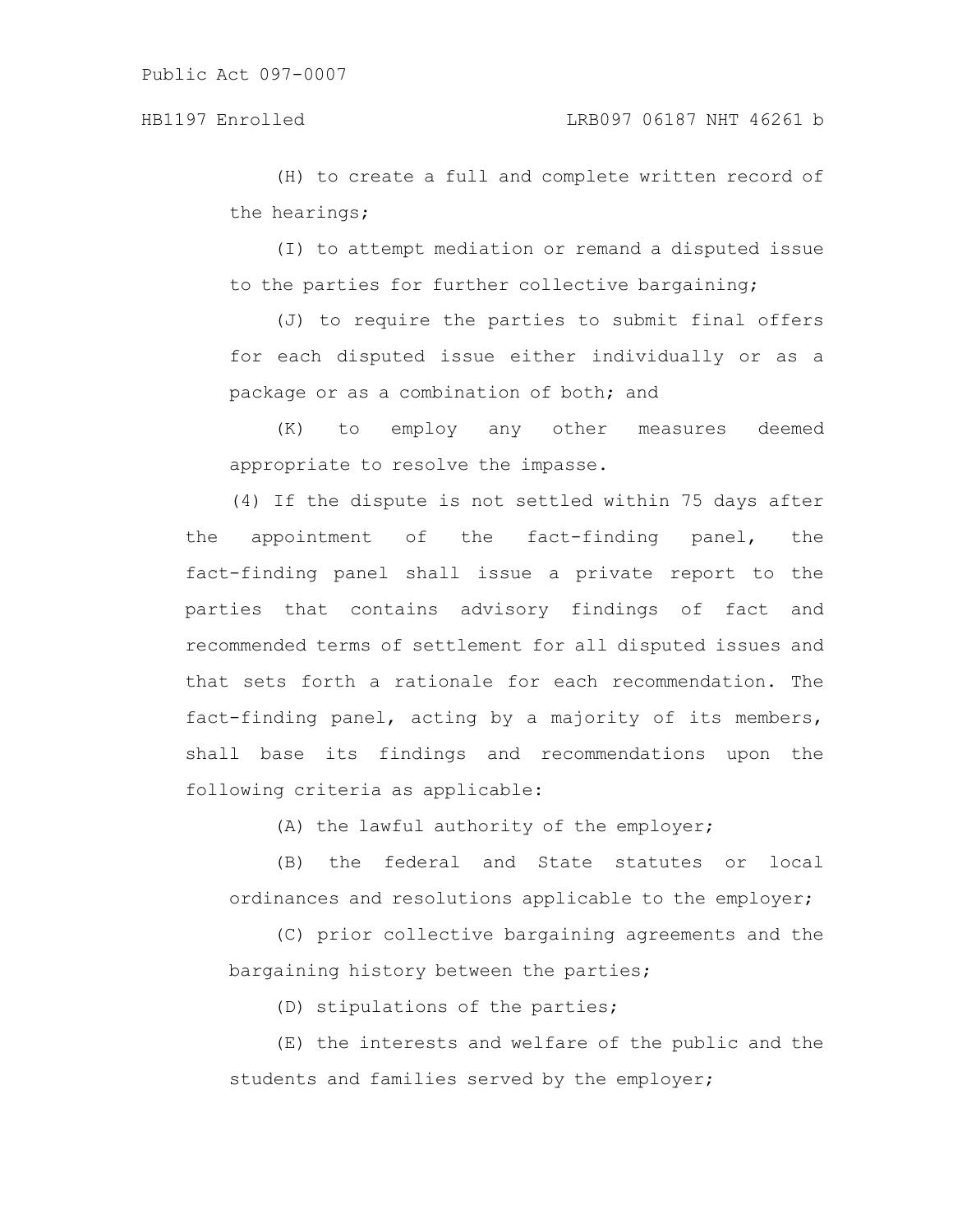(H) to create a full and complete written record of the hearings;

(I) to attempt mediation or remand a disputed issue to the parties for further collective bargaining;

(J) to require the parties to submit final offers for each disputed issue either individually or as a package or as a combination of both; and

(K) to employ any other measures deemed appropriate to resolve the impasse.

(4) If the dispute is not settled within 75 days after the appointment of the fact-finding panel, the fact-finding panel shall issue a private report to the parties that contains advisory findings of fact and recommended terms of settlement for all disputed issues and that sets forth a rationale for each recommendation. The fact-finding panel, acting by a majority of its members, shall base its findings and recommendations upon the following criteria as applicable:

(A) the lawful authority of the employer;

(B) the federal and State statutes or local ordinances and resolutions applicable to the employer;

(C) prior collective bargaining agreements and the bargaining history between the parties;

(D) stipulations of the parties;

(E) the interests and welfare of the public and the students and families served by the employer;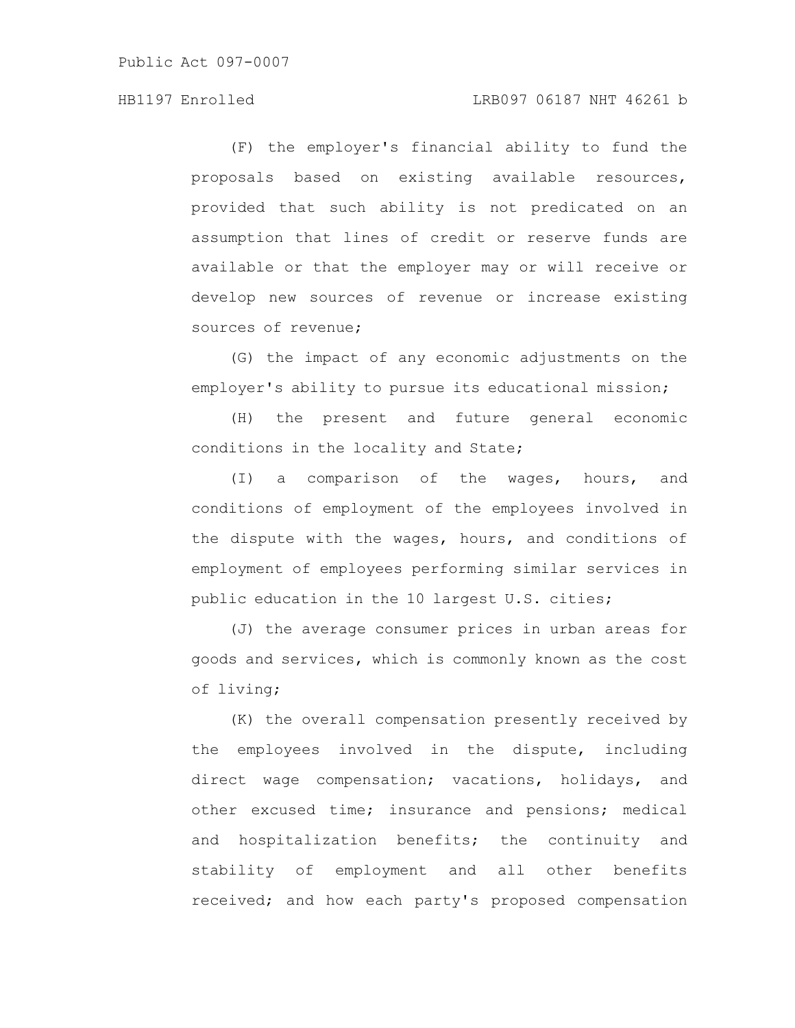(F) the employer's financial ability to fund the proposals based on existing available resources, provided that such ability is not predicated on an assumption that lines of credit or reserve funds are available or that the employer may or will receive or develop new sources of revenue or increase existing sources of revenue;

(G) the impact of any economic adjustments on the employer's ability to pursue its educational mission;

(H) the present and future general economic conditions in the locality and State;

(I) a comparison of the wages, hours, and conditions of employment of the employees involved in the dispute with the wages, hours, and conditions of employment of employees performing similar services in public education in the 10 largest U.S. cities;

(J) the average consumer prices in urban areas for goods and services, which is commonly known as the cost of living;

(K) the overall compensation presently received by the employees involved in the dispute, including direct wage compensation; vacations, holidays, and other excused time; insurance and pensions; medical and hospitalization benefits; the continuity and stability of employment and all other benefits received; and how each party's proposed compensation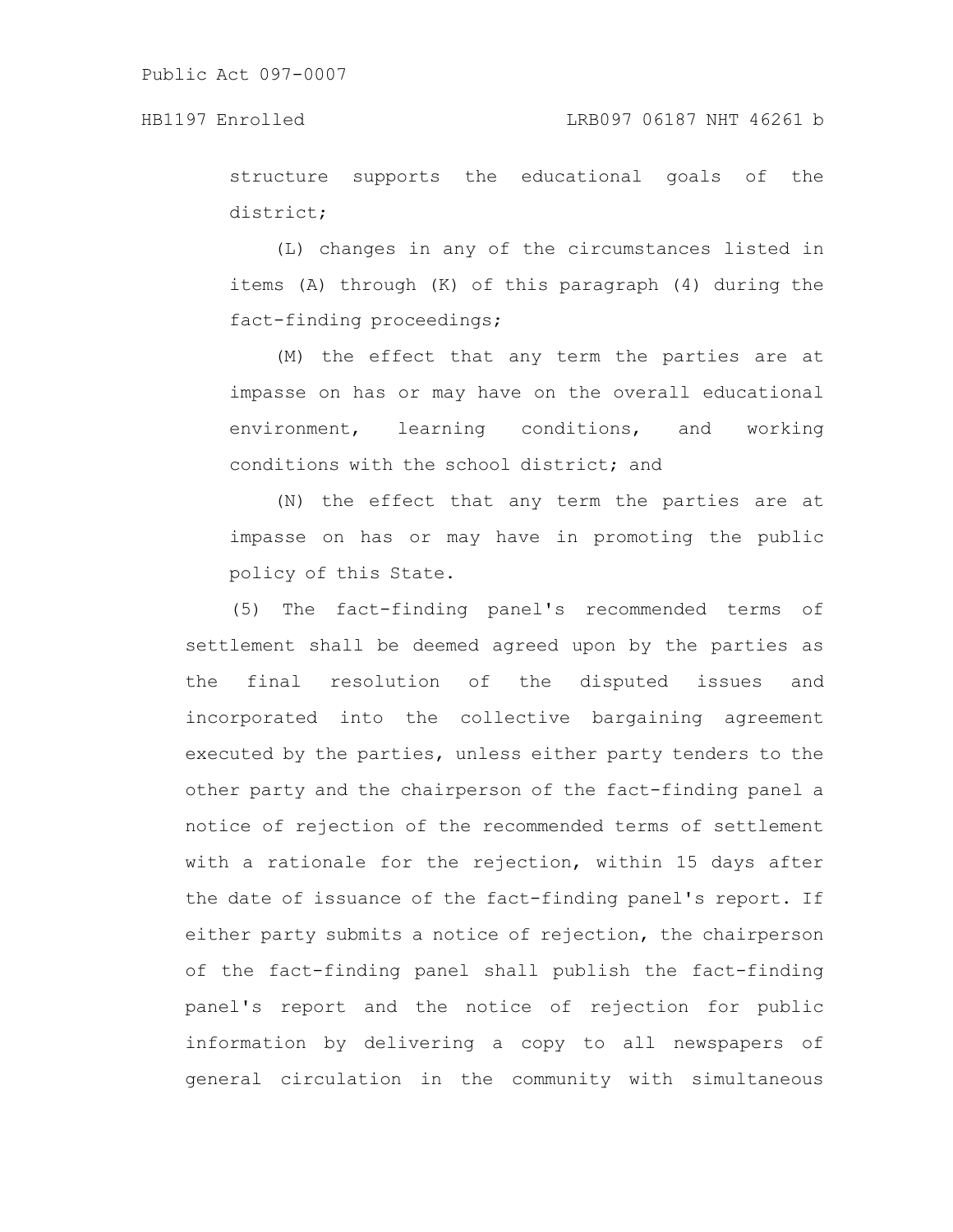structure supports the educational goals of the district;

(L) changes in any of the circumstances listed in items (A) through (K) of this paragraph (4) during the fact-finding proceedings;

(M) the effect that any term the parties are at impasse on has or may have on the overall educational environment, learning conditions, and working conditions with the school district; and

(N) the effect that any term the parties are at impasse on has or may have in promoting the public policy of this State.

(5) The fact-finding panel's recommended terms of settlement shall be deemed agreed upon by the parties as the final resolution of the disputed issues and incorporated into the collective bargaining agreement executed by the parties, unless either party tenders to the other party and the chairperson of the fact-finding panel a notice of rejection of the recommended terms of settlement with a rationale for the rejection, within 15 days after the date of issuance of the fact-finding panel's report. If either party submits a notice of rejection, the chairperson of the fact-finding panel shall publish the fact-finding panel's report and the notice of rejection for public information by delivering a copy to all newspapers of general circulation in the community with simultaneous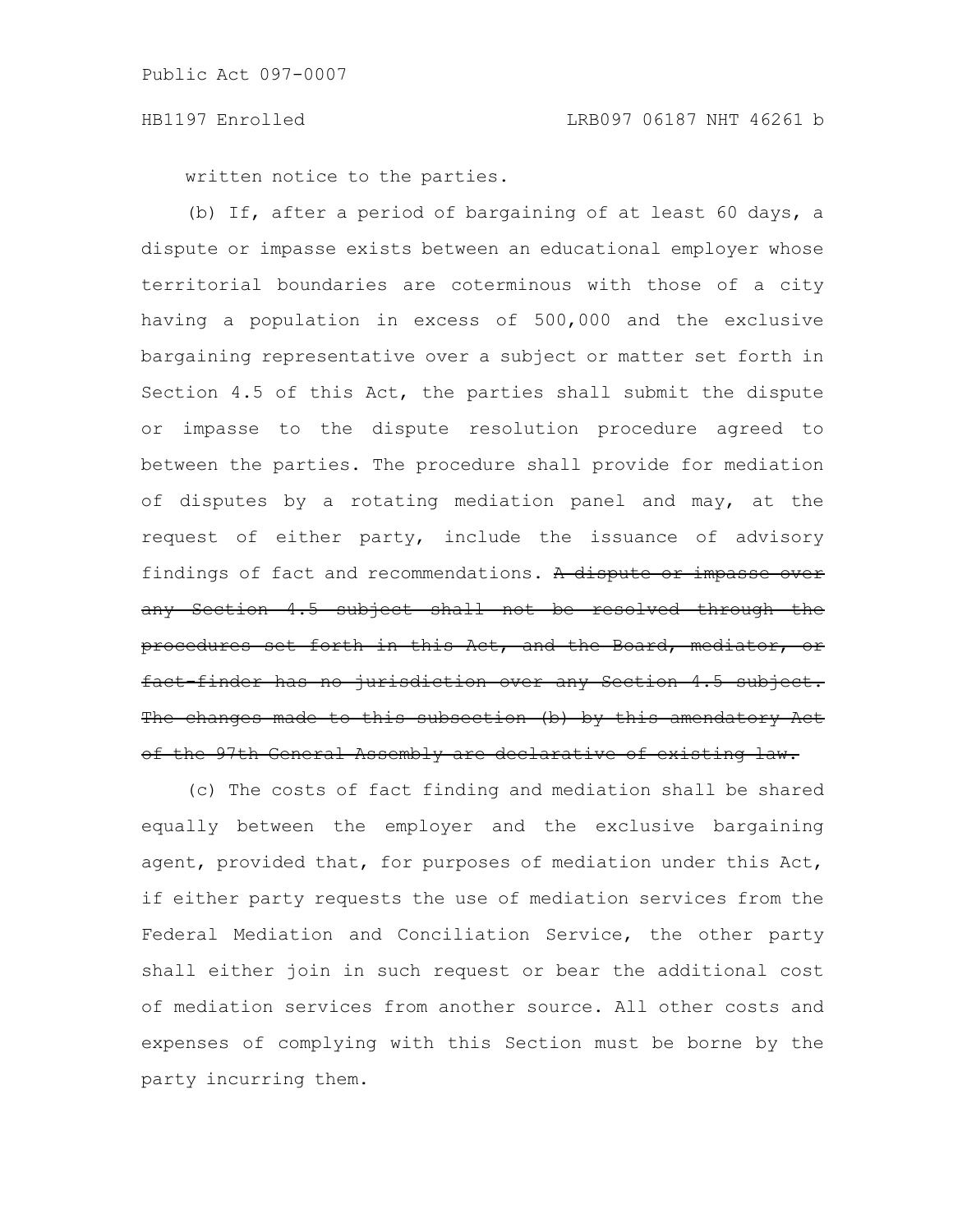written notice to the parties.

(b) If, after a period of bargaining of at least 60 days, a dispute or impasse exists between an educational employer whose territorial boundaries are coterminous with those of a city having a population in excess of 500,000 and the exclusive bargaining representative over a subject or matter set forth in Section 4.5 of this Act, the parties shall submit the dispute or impasse to the dispute resolution procedure agreed to between the parties. The procedure shall provide for mediation of disputes by a rotating mediation panel and may, at the request of either party, include the issuance of advisory findings of fact and recommendations. ~~A dispute or impasse over any Section 4.5 subject shall not be resolved through the procedures set forth in this Act, and the Board, mediator, or fact-finder has no jurisdiction over any Section 4.5 subject. The changes made to this subsection (b) by this amendatory Act of the 97th General Assembly are declarative of existing law.~~

(c) The costs of fact finding and mediation shall be shared equally between the employer and the exclusive bargaining agent, provided that, for purposes of mediation under this Act, if either party requests the use of mediation services from the Federal Mediation and Conciliation Service, the other party shall either join in such request or bear the additional cost of mediation services from another source. All other costs and expenses of complying with this Section must be borne by the party incurring them.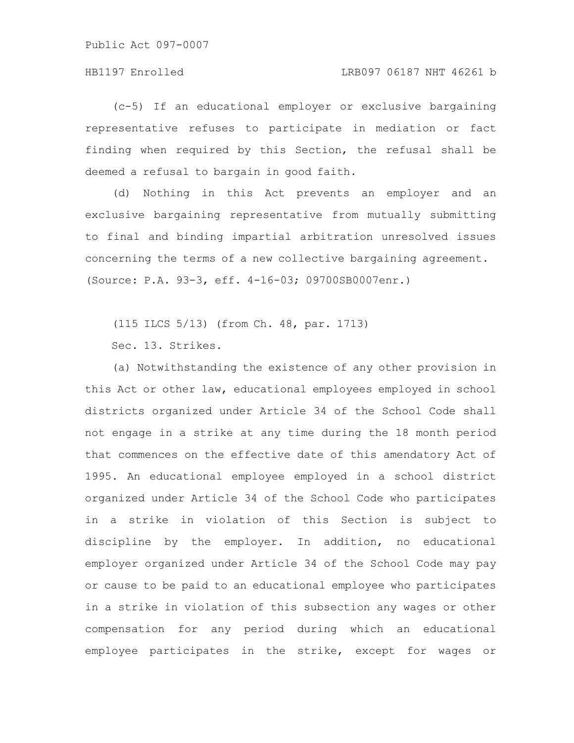(c-5) If an educational employer or exclusive bargaining representative refuses to participate in mediation or fact finding when required by this Section, the refusal shall be deemed a refusal to bargain in good faith.

(d) Nothing in this Act prevents an employer and an exclusive bargaining representative from mutually submitting to final and binding impartial arbitration unresolved issues concerning the terms of a new collective bargaining agreement.

(Source: P.A. 93-3, eff. 4-16-03; 09700SB0007enr.)

(115 ILCS 5/13) (from Ch. 48, par. 1713)

Sec. 13. Strikes.

(a) Notwithstanding the existence of any other provision in this Act or other law, educational employees employed in school districts organized under Article 34 of the School Code shall not engage in a strike at any time during the 18 month period that commences on the effective date of this amendatory Act of 1995. An educational employee employed in a school district organized under Article 34 of the School Code who participates in a strike in violation of this Section is subject to discipline by the employer. In addition, no educational employer organized under Article 34 of the School Code may pay or cause to be paid to an educational employee who participates in a strike in violation of this subsection any wages or other compensation for any period during which an educational employee participates in the strike, except for wages or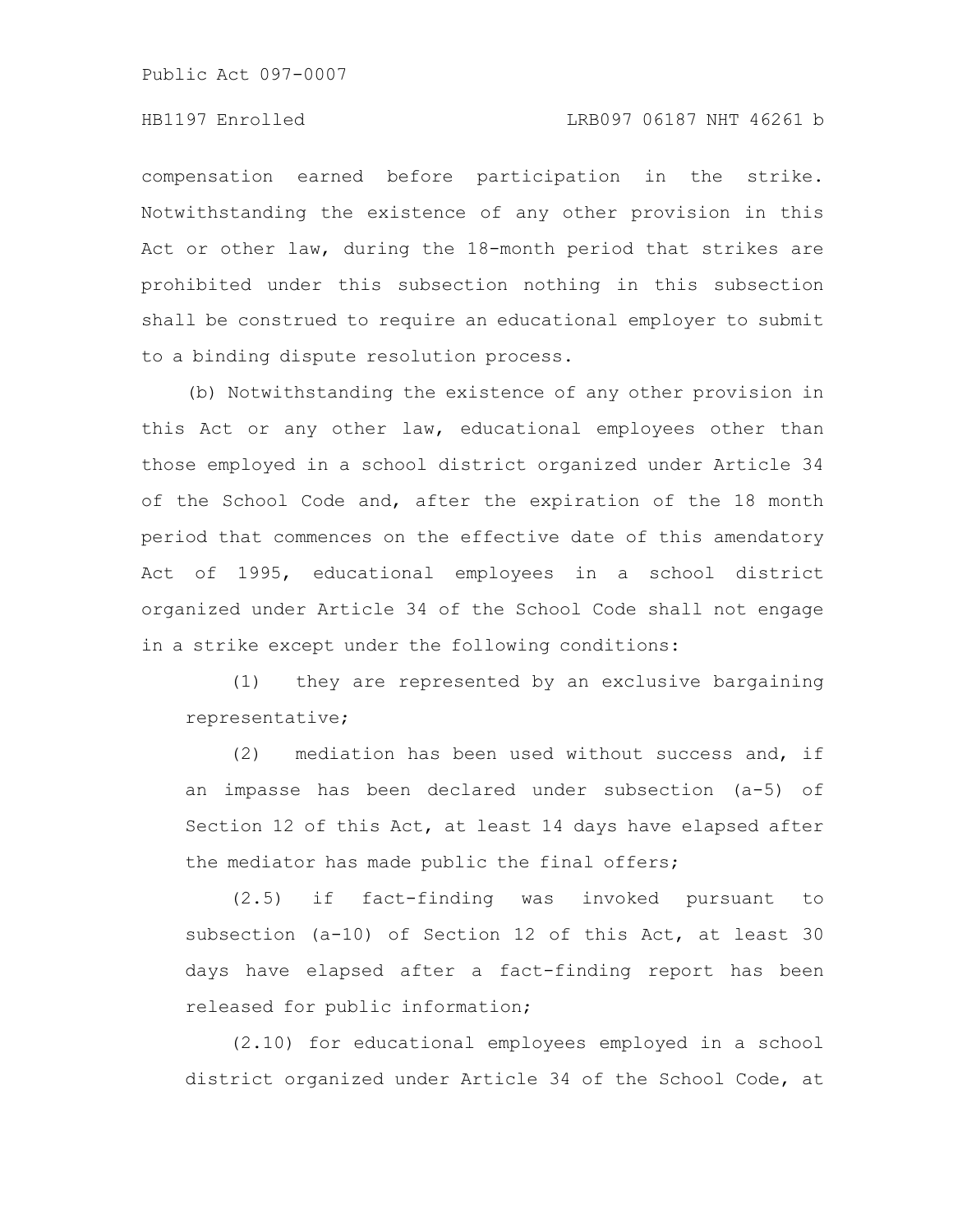compensation earned before participation in the strike. Notwithstanding the existence of any other provision in this Act or other law, during the 18-month period that strikes are prohibited under this subsection nothing in this subsection shall be construed to require an educational employer to submit to a binding dispute resolution process.

(b) Notwithstanding the existence of any other provision in this Act or any other law, educational employees other than those employed in a school district organized under Article 34 of the School Code and, after the expiration of the 18 month period that commences on the effective date of this amendatory Act of 1995, educational employees in a school district organized under Article 34 of the School Code shall not engage in a strike except under the following conditions:

(1) they are represented by an exclusive bargaining representative;

(2) mediation has been used without success and, if an impasse has been declared under subsection (a-5) of Section 12 of this Act, at least 14 days have elapsed after the mediator has made public the final offers;

(2.5) if fact-finding was invoked pursuant to subsection (a-10) of Section 12 of this Act, at least 30 days have elapsed after a fact-finding report has been released for public information;

(2.10) for educational employees employed in a school district organized under Article 34 of the School Code, at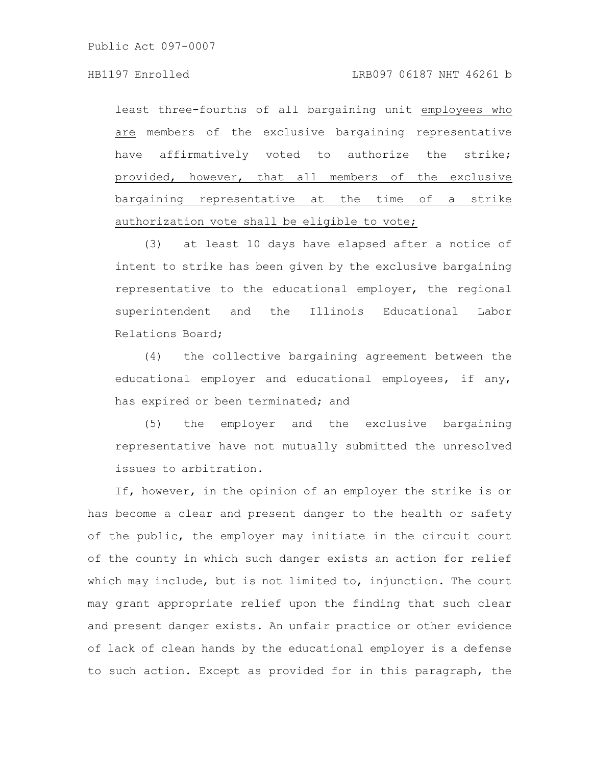least three-fourths of all bargaining unit employees who are members of the exclusive bargaining representative have affirmatively voted to authorize the strike; provided, however, that all members of the exclusive bargaining representative at the time of a strike authorization vote shall be eligible to vote;

(3) at least 10 days have elapsed after a notice of intent to strike has been given by the exclusive bargaining representative to the educational employer, the regional superintendent and the Illinois Educational Labor Relations Board;

(4) the collective bargaining agreement between the educational employer and educational employees, if any, has expired or been terminated; and

(5) the employer and the exclusive bargaining representative have not mutually submitted the unresolved issues to arbitration.

If, however, in the opinion of an employer the strike is or has become a clear and present danger to the health or safety of the public, the employer may initiate in the circuit court of the county in which such danger exists an action for relief which may include, but is not limited to, injunction. The court may grant appropriate relief upon the finding that such clear and present danger exists. An unfair practice or other evidence of lack of clean hands by the educational employer is a defense to such action. Except as provided for in this paragraph, the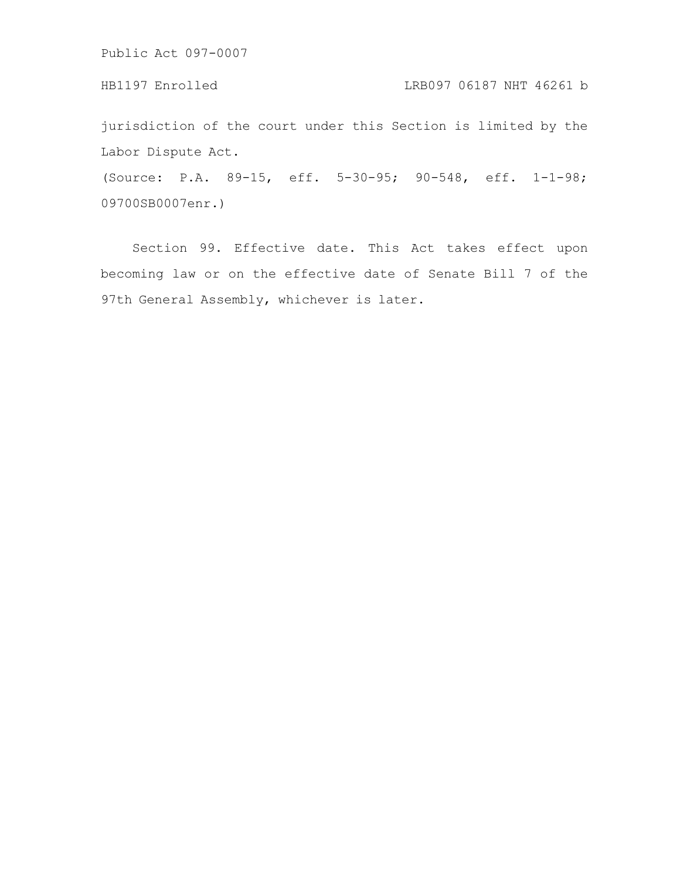jurisdiction of the court under this Section is limited by the Labor Dispute Act.

(Source: P.A. 89-15, eff. 5-30-95; 90-548, eff. 1-1-98; 09700SB0007enr.)

Section 99. Effective date. This Act takes effect upon becoming law or on the effective date of Senate Bill 7 of the 97th General Assembly, whichever is later.